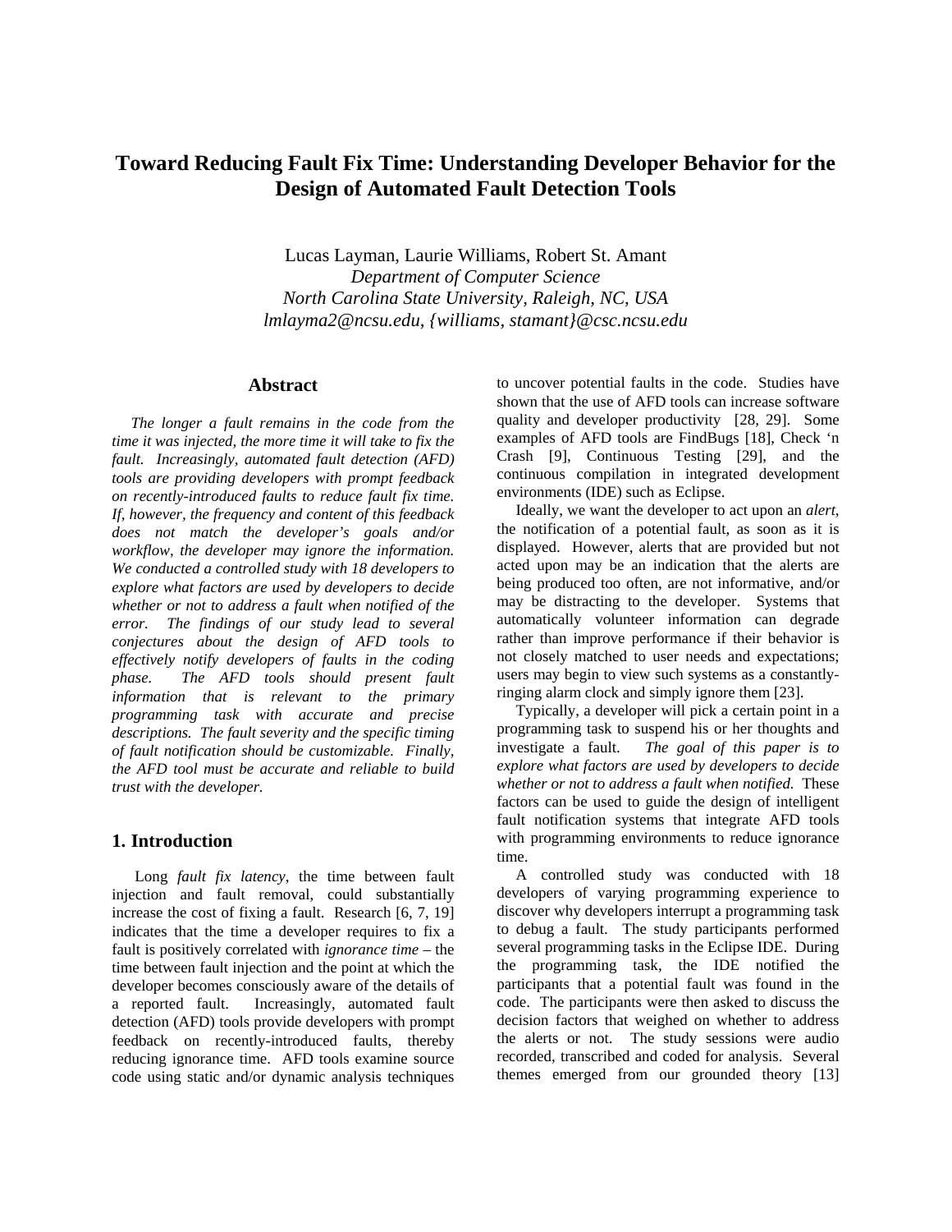# Toward Reducing Fault Fix Time: Understanding Developer Behavior for the Design of Automated Fault Detection Tools

Lucas Layman, Laurie Williams, Robert St. Amant
*Department of Computer Science*
*North Carolina State University, Raleigh, NC, USA*
*lmlayma2@ncsu.edu, {williams, stamant}@csc.ncsu.edu*

## Abstract

*The longer a fault remains in the code from the time it was injected, the more time it will take to fix the fault. Increasingly, automated fault detection (AFD) tools are providing developers with prompt feedback on recently-introduced faults to reduce fault fix time. If, however, the frequency and content of this feedback does not match the developer's goals and/or workflow, the developer may ignore the information. We conducted a controlled study with 18 developers to explore what factors are used by developers to decide whether or not to address a fault when notified of the error. The findings of our study lead to several conjectures about the design of AFD tools to effectively notify developers of faults in the coding phase. The AFD tools should present fault information that is relevant to the primary programming task with accurate and precise descriptions. The fault severity and the specific timing of fault notification should be customizable. Finally, the AFD tool must be accurate and reliable to build trust with the developer.*

## 1. Introduction

Long *fault fix latency*, the time between fault injection and fault removal, could substantially increase the cost of fixing a fault. Research [6, 7, 19] indicates that the time a developer requires to fix a fault is positively correlated with *ignorance time* – the time between fault injection and the point at which the developer becomes consciously aware of the details of a reported fault. Increasingly, automated fault detection (AFD) tools provide developers with prompt feedback on recently-introduced faults, thereby reducing ignorance time. AFD tools examine source code using static and/or dynamic analysis techniques to uncover potential faults in the code. Studies have shown that the use of AFD tools can increase software quality and developer productivity [28, 29]. Some examples of AFD tools are FindBugs [18], Check 'n Crash [9], Continuous Testing [29], and the continuous compilation in integrated development environments (IDE) such as Eclipse.

Ideally, we want the developer to act upon an *alert*, the notification of a potential fault, as soon as it is displayed. However, alerts that are provided but not acted upon may be an indication that the alerts are being produced too often, are not informative, and/or may be distracting to the developer. Systems that automatically volunteer information can degrade rather than improve performance if their behavior is not closely matched to user needs and expectations; users may begin to view such systems as a constantly-ringing alarm clock and simply ignore them [23].

Typically, a developer will pick a certain point in a programming task to suspend his or her thoughts and investigate a fault. *The goal of this paper is to explore what factors are used by developers to decide whether or not to address a fault when notified.* These factors can be used to guide the design of intelligent fault notification systems that integrate AFD tools with programming environments to reduce ignorance time.

A controlled study was conducted with 18 developers of varying programming experience to discover why developers interrupt a programming task to debug a fault. The study participants performed several programming tasks in the Eclipse IDE. During the programming task, the IDE notified the participants that a potential fault was found in the code. The participants were then asked to discuss the decision factors that weighed on whether to address the alerts or not. The study sessions were audio recorded, transcribed and coded for analysis. Several themes emerged from our grounded theory [13]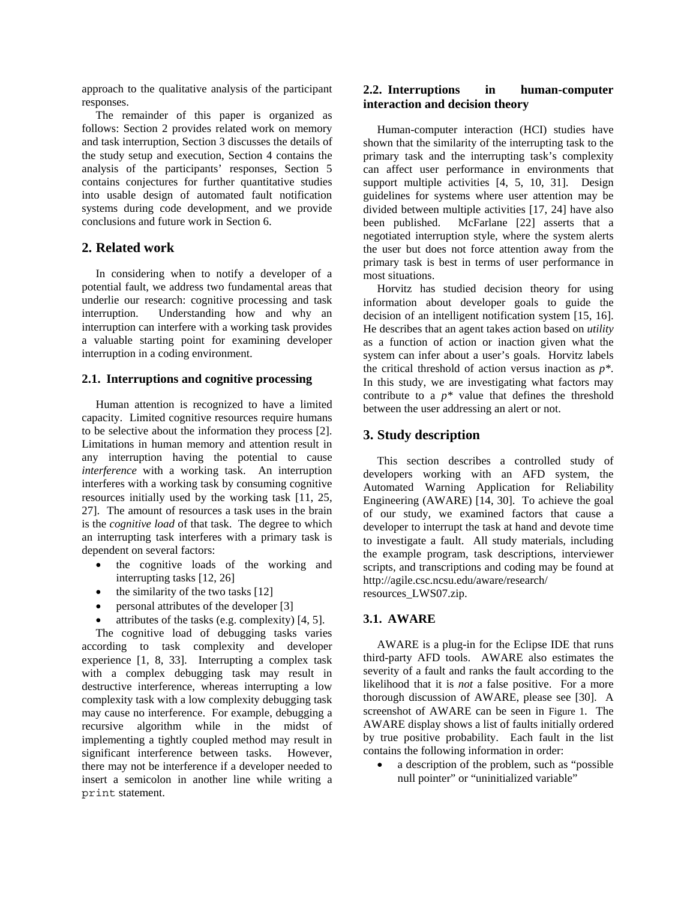approach to the qualitative analysis of the participant responses.

The remainder of this paper is organized as follows: Section 2 provides related work on memory and task interruption, Section 3 discusses the details of the study setup and execution, Section 4 contains the analysis of the participants' responses, Section 5 contains conjectures for further quantitative studies into usable design of automated fault notification systems during code development, and we provide conclusions and future work in Section 6.

## 2. Related work

In considering when to notify a developer of a potential fault, we address two fundamental areas that underlie our research: cognitive processing and task interruption. Understanding how and why an interruption can interfere with a working task provides a valuable starting point for examining developer interruption in a coding environment.

### 2.1. Interruptions and cognitive processing

Human attention is recognized to have a limited capacity. Limited cognitive resources require humans to be selective about the information they process [2]. Limitations in human memory and attention result in any interruption having the potential to cause *interference* with a working task. An interruption interferes with a working task by consuming cognitive resources initially used by the working task [11, 25, 27]. The amount of resources a task uses in the brain is the *cognitive load* of that task. The degree to which an interrupting task interferes with a primary task is dependent on several factors:

- the cognitive loads of the working and interrupting tasks [12, 26]
- the similarity of the two tasks [12]
- personal attributes of the developer [3]
- attributes of the tasks (e.g. complexity) [4, 5].

The cognitive load of debugging tasks varies according to task complexity and developer experience [1, 8, 33]. Interrupting a complex task with a complex debugging task may result in destructive interference, whereas interrupting a low complexity task with a low complexity debugging task may cause no interference. For example, debugging a recursive algorithm while in the midst of implementing a tightly coupled method may result in significant interference between tasks. However, there may not be interference if a developer needed to insert a semicolon in another line while writing a `print` statement.

### 2.2. Interruptions in human-computer interaction and decision theory

Human-computer interaction (HCI) studies have shown that the similarity of the interrupting task to the primary task and the interrupting task's complexity can affect user performance in environments that support multiple activities [4, 5, 10, 31]. Design guidelines for systems where user attention may be divided between multiple activities [17, 24] have also been published. McFarlane [22] asserts that a negotiated interruption style, where the system alerts the user but does not force attention away from the primary task is best in terms of user performance in most situations.

Horvitz has studied decision theory for using information about developer goals to guide the decision of an intelligent notification system [15, 16]. He describes that an agent takes action based on *utility* as a function of action or inaction given what the system can infer about a user's goals. Horvitz labels the critical threshold of action versus inaction as $p^*$. In this study, we are investigating what factors may contribute to a $p^*$ value that defines the threshold between the user addressing an alert or not.

## 3. Study description

This section describes a controlled study of developers working with an AFD system, the Automated Warning Application for Reliability Engineering (AWARE) [14, 30]. To achieve the goal of our study, we examined factors that cause a developer to interrupt the task at hand and devote time to investigate a fault. All study materials, including the example program, task descriptions, interviewer scripts, and transcriptions and coding may be found at http://agile.csc.ncsu.edu/aware/research/resources_LWS07.zip.

### 3.1. AWARE

AWARE is a plug-in for the Eclipse IDE that runs third-party AFD tools. AWARE also estimates the severity of a fault and ranks the fault according to the likelihood that it is *not* a false positive. For a more thorough discussion of AWARE, please see [30]. A screenshot of AWARE can be seen in Figure 1. The AWARE display shows a list of faults initially ordered by true positive probability. Each fault in the list contains the following information in order:

- a description of the problem, such as "possible null pointer" or "uninitialized variable"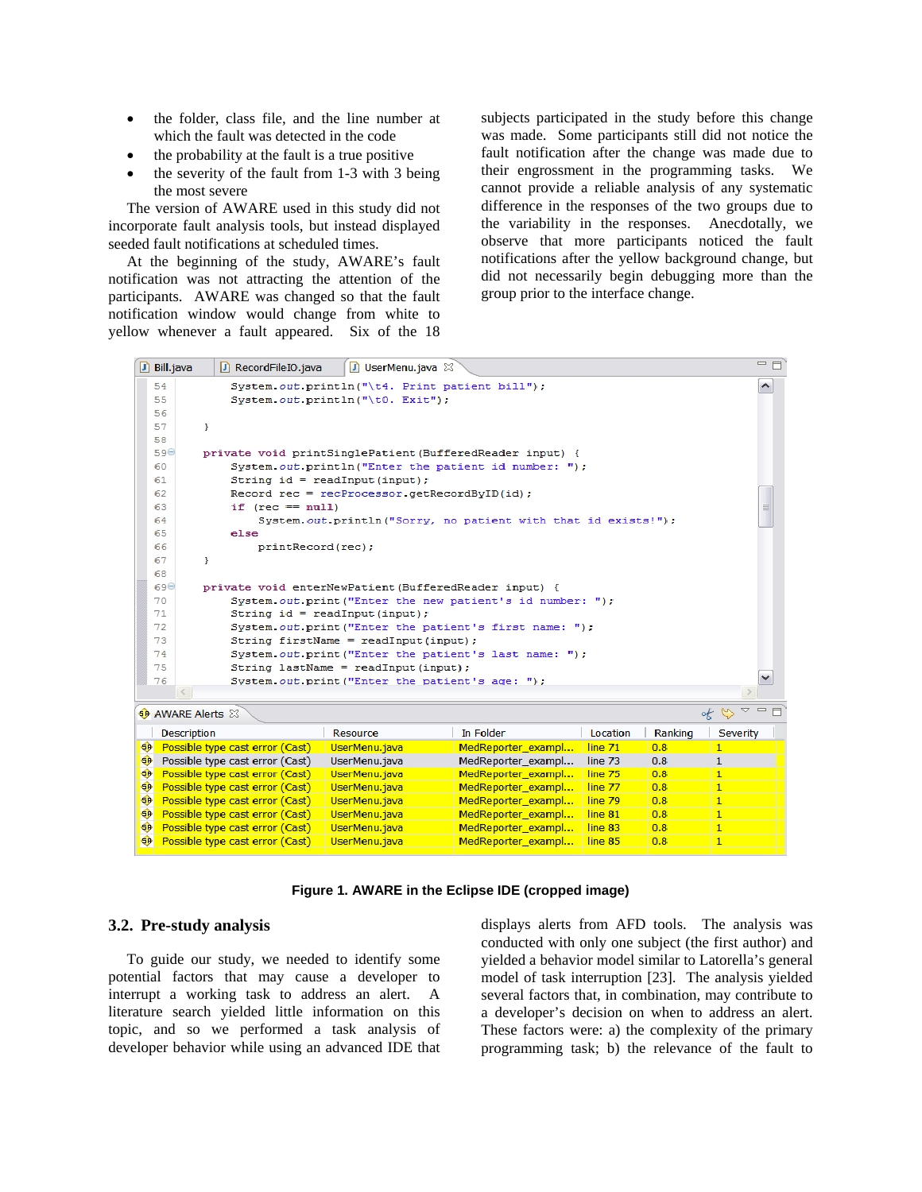- the folder, class file, and the line number at which the fault was detected in the code
- the probability at the fault is a true positive
- the severity of the fault from 1-3 with 3 being the most severe

The version of AWARE used in this study did not incorporate fault analysis tools, but instead displayed seeded fault notifications at scheduled times.

At the beginning of the study, AWARE's fault notification was not attracting the attention of the participants. AWARE was changed so that the fault notification window would change from white to yellow whenever a fault appeared. Six of the 18 subjects participated in the study before this change was made. Some participants still did not notice the fault notification after the change was made due to their engrossment in the programming tasks. We cannot provide a reliable analysis of any systematic difference in the responses of the two groups due to the variability in the responses. Anecdotally, we observe that more participants noticed the fault notifications after the yellow background change, but did not necessarily begin debugging more than the group prior to the interface change.

```
54          System.out.println("\t4. Print patient bill");
55          System.out.println("\t0. Exit");
56
57      }
58
59      private void printSinglePatient(BufferedReader input) {
60          System.out.println("Enter the patient id number: ");
61          String id = readInput(input);
62          Record rec = recProcessor.getRecordByID(id);
63          if (rec == null)
64              System.out.println("Sorry, no patient with that id exists!");
65          else
66              printRecord(rec);
67      }
68
69      private void enterNewPatient(BufferedReader input) {
70          System.out.print("Enter the new patient's id number: ");
71          String id = readInput(input);
72          System.out.print("Enter the patient's first name: ");
73          String firstName = readInput(input);
74          System.out.print("Enter the patient's last name: ");
75          String lastName = readInput(input);
76          System.out.print("Enter the patient's age: ");
```

AWARE Alerts

| Description | Resource | In Folder | Location | Ranking | Severity |
|---|---|---|---|---|---|
| Possible type cast error (Cast) | UserMenu.java | MedReporter_exampl... | line 71 | 0.8 | 1 |
| Possible type cast error (Cast) | UserMenu.java | MedReporter_exampl... | line 73 | 0.8 | 1 |
| Possible type cast error (Cast) | UserMenu.java | MedReporter_exampl... | line 75 | 0.8 | 1 |
| Possible type cast error (Cast) | UserMenu.java | MedReporter_exampl... | line 77 | 0.8 | 1 |
| Possible type cast error (Cast) | UserMenu.java | MedReporter_exampl... | line 79 | 0.8 | 1 |
| Possible type cast error (Cast) | UserMenu.java | MedReporter_exampl... | line 81 | 0.8 | 1 |
| Possible type cast error (Cast) | UserMenu.java | MedReporter_exampl... | line 83 | 0.8 | 1 |
| Possible type cast error (Cast) | UserMenu.java | MedReporter_exampl... | line 85 | 0.8 | 1 |

**Figure 1. AWARE in the Eclipse IDE (cropped image)**

## 3.2. Pre-study analysis

To guide our study, we needed to identify some potential factors that may cause a developer to interrupt a working task to address an alert. A literature search yielded little information on this topic, and so we performed a task analysis of developer behavior while using an advanced IDE that displays alerts from AFD tools. The analysis was conducted with only one subject (the first author) and yielded a behavior model similar to Latorella's general model of task interruption [23]. The analysis yielded several factors that, in combination, may contribute to a developer's decision on when to address an alert. These factors were: a) the complexity of the primary programming task; b) the relevance of the fault to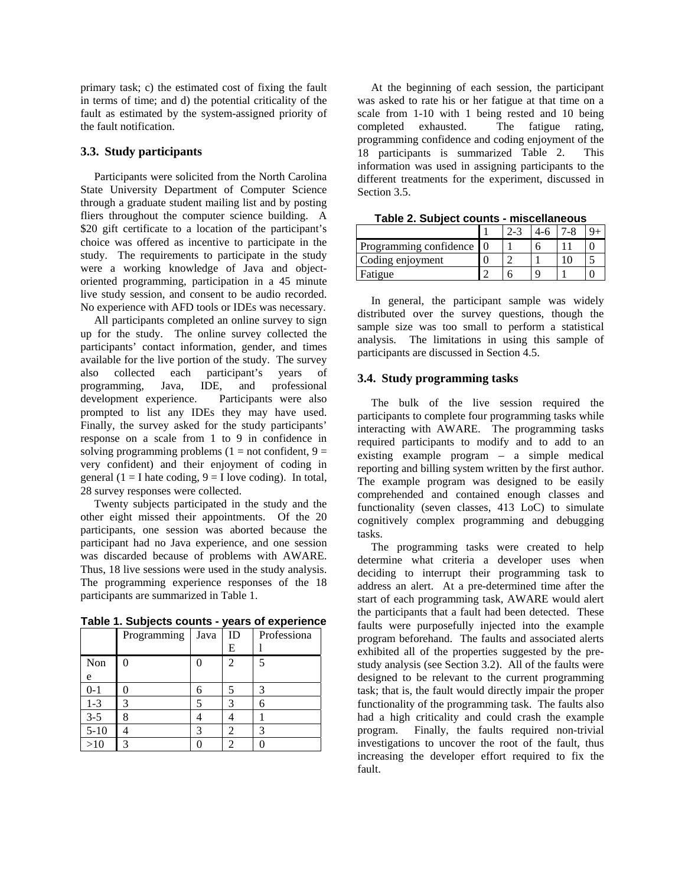primary task; c) the estimated cost of fixing the fault in terms of time; and d) the potential criticality of the fault as estimated by the system-assigned priority of the fault notification.

### 3.3. Study participants

Participants were solicited from the North Carolina State University Department of Computer Science through a graduate student mailing list and by posting fliers throughout the computer science building. A $20 gift certificate to a location of the participant's choice was offered as incentive to participate in the study. The requirements to participate in the study were a working knowledge of Java and object-oriented programming, participation in a 45 minute live study session, and consent to be audio recorded. No experience with AFD tools or IDEs was necessary.

All participants completed an online survey to sign up for the study. The online survey collected the participants' contact information, gender, and times available for the live portion of the study. The survey also collected each participant's years of programming, Java, IDE, and professional development experience. Participants were also prompted to list any IDEs they may have used. Finally, the survey asked for the study participants' response on a scale from 1 to 9 in confidence in solving programming problems (1 = not confident, 9 = very confident) and their enjoyment of coding in general (1 = I hate coding, 9 = I love coding). In total, 28 survey responses were collected.

Twenty subjects participated in the study and the other eight missed their appointments. Of the 20 participants, one session was aborted because the participant had no Java experience, and one session was discarded because of problems with AWARE. Thus, 18 live sessions were used in the study analysis. The programming experience responses of the 18 participants are summarized in Table 1.

**Table 1. Subjects counts - years of experience**

| | Programming | Java | IDE | Professional |
|---|---|---|---|---|
| None | 0 | 0 | 2 | 5 |
| 0-1 | 0 | 6 | 5 | 3 |
| 1-3 | 3 | 5 | 3 | 6 |
| 3-5 | 8 | 4 | 4 | 1 |
| 5-10 | 4 | 3 | 2 | 3 |
| >10 | 3 | 0 | 2 | 0 |

At the beginning of each session, the participant was asked to rate his or her fatigue at that time on a scale from 1-10 with 1 being rested and 10 being completed exhausted. The fatigue rating, programming confidence and coding enjoyment of the 18 participants is summarized Table 2. This information was used in assigning participants to the different treatments for the experiment, discussed in Section 3.5.

**Table 2. Subject counts - miscellaneous**

| | 1 | 2-3 | 4-6 | 7-8 | 9+ |
|---|---|---|---|---|---|
| Programming confidence | 0 | 1 | 6 | 11 | 0 |
| Coding enjoyment | 0 | 2 | 1 | 10 | 5 |
| Fatigue | 2 | 6 | 9 | 1 | 0 |

In general, the participant sample was widely distributed over the survey questions, though the sample size was too small to perform a statistical analysis. The limitations in using this sample of participants are discussed in Section 4.5.

### 3.4. Study programming tasks

The bulk of the live session required the participants to complete four programming tasks while interacting with AWARE. The programming tasks required participants to modify and to add to an existing example program – a simple medical reporting and billing system written by the first author. The example program was designed to be easily comprehended and contained enough classes and functionality (seven classes, 413 LoC) to simulate cognitively complex programming and debugging tasks.

The programming tasks were created to help determine what criteria a developer uses when deciding to interrupt their programming task to address an alert. At a pre-determined time after the start of each programming task, AWARE would alert the participants that a fault had been detected. These faults were purposefully injected into the example program beforehand. The faults and associated alerts exhibited all of the properties suggested by the pre-study analysis (see Section 3.2). All of the faults were designed to be relevant to the current programming task; that is, the fault would directly impair the proper functionality of the programming task. The faults also had a high criticality and could crash the example program. Finally, the faults required non-trivial investigations to uncover the root of the fault, thus increasing the developer effort required to fix the fault.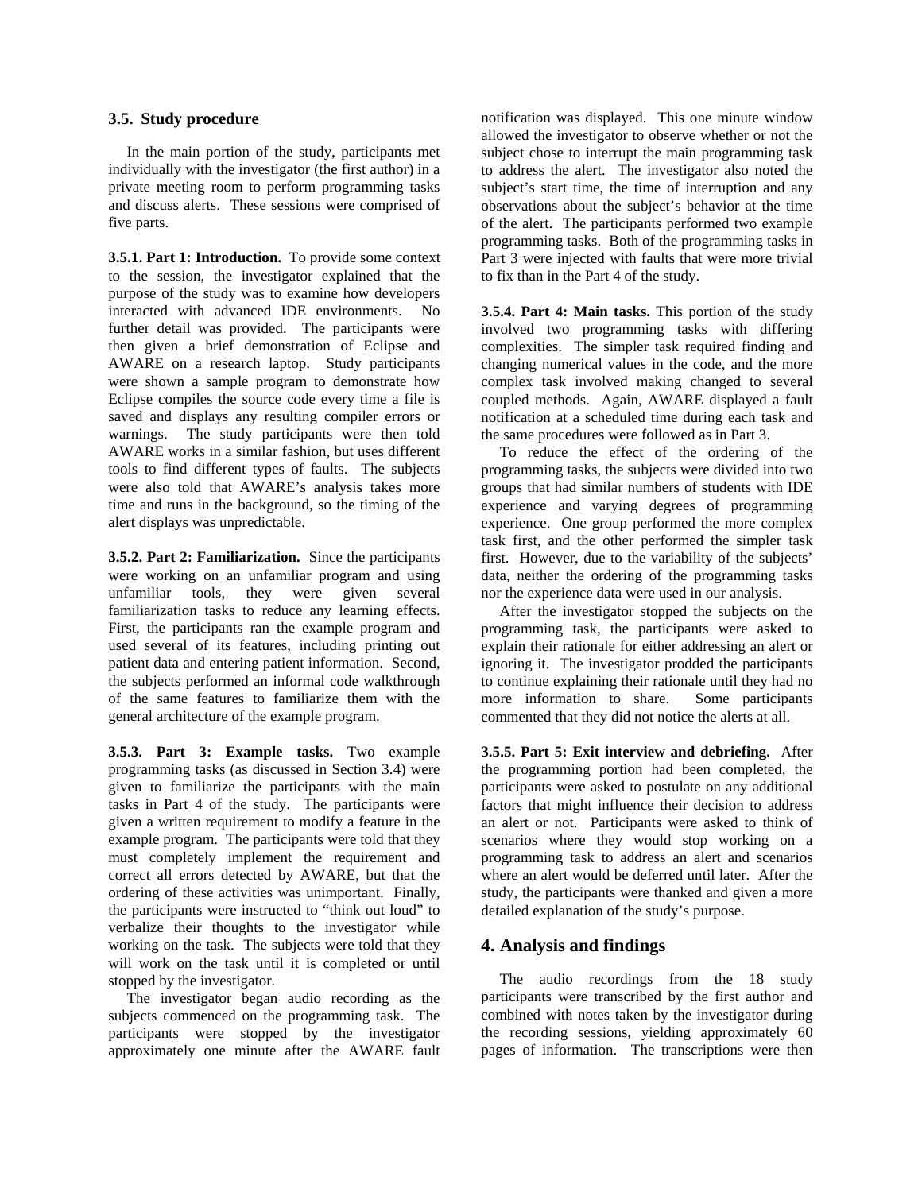### 3.5. Study procedure

In the main portion of the study, participants met individually with the investigator (the first author) in a private meeting room to perform programming tasks and discuss alerts. These sessions were comprised of five parts.

**3.5.1. Part 1: Introduction.** To provide some context to the session, the investigator explained that the purpose of the study was to examine how developers interacted with advanced IDE environments. No further detail was provided. The participants were then given a brief demonstration of Eclipse and AWARE on a research laptop. Study participants were shown a sample program to demonstrate how Eclipse compiles the source code every time a file is saved and displays any resulting compiler errors or warnings. The study participants were then told AWARE works in a similar fashion, but uses different tools to find different types of faults. The subjects were also told that AWARE's analysis takes more time and runs in the background, so the timing of the alert displays was unpredictable.

**3.5.2. Part 2: Familiarization.** Since the participants were working on an unfamiliar program and using unfamiliar tools, they were given several familiarization tasks to reduce any learning effects. First, the participants ran the example program and used several of its features, including printing out patient data and entering patient information. Second, the subjects performed an informal code walkthrough of the same features to familiarize them with the general architecture of the example program.

**3.5.3. Part 3: Example tasks.** Two example programming tasks (as discussed in Section 3.4) were given to familiarize the participants with the main tasks in Part 4 of the study. The participants were given a written requirement to modify a feature in the example program. The participants were told that they must completely implement the requirement and correct all errors detected by AWARE, but that the ordering of these activities was unimportant. Finally, the participants were instructed to "think out loud" to verbalize their thoughts to the investigator while working on the task. The subjects were told that they will work on the task until it is completed or until stopped by the investigator.

The investigator began audio recording as the subjects commenced on the programming task. The participants were stopped by the investigator approximately one minute after the AWARE fault notification was displayed. This one minute window allowed the investigator to observe whether or not the subject chose to interrupt the main programming task to address the alert. The investigator also noted the subject's start time, the time of interruption and any observations about the subject's behavior at the time of the alert. The participants performed two example programming tasks. Both of the programming tasks in Part 3 were injected with faults that were more trivial to fix than in the Part 4 of the study.

**3.5.4. Part 4: Main tasks.** This portion of the study involved two programming tasks with differing complexities. The simpler task required finding and changing numerical values in the code, and the more complex task involved making changed to several coupled methods. Again, AWARE displayed a fault notification at a scheduled time during each task and the same procedures were followed as in Part 3.

To reduce the effect of the ordering of the programming tasks, the subjects were divided into two groups that had similar numbers of students with IDE experience and varying degrees of programming experience. One group performed the more complex task first, and the other performed the simpler task first. However, due to the variability of the subjects' data, neither the ordering of the programming tasks nor the experience data were used in our analysis.

After the investigator stopped the subjects on the programming task, the participants were asked to explain their rationale for either addressing an alert or ignoring it. The investigator prodded the participants to continue explaining their rationale until they had no more information to share. Some participants commented that they did not notice the alerts at all.

**3.5.5. Part 5: Exit interview and debriefing.** After the programming portion had been completed, the participants were asked to postulate on any additional factors that might influence their decision to address an alert or not. Participants were asked to think of scenarios where they would stop working on a programming task to address an alert and scenarios where an alert would be deferred until later. After the study, the participants were thanked and given a more detailed explanation of the study's purpose.

## 4. Analysis and findings

The audio recordings from the 18 study participants were transcribed by the first author and combined with notes taken by the investigator during the recording sessions, yielding approximately 60 pages of information. The transcriptions were then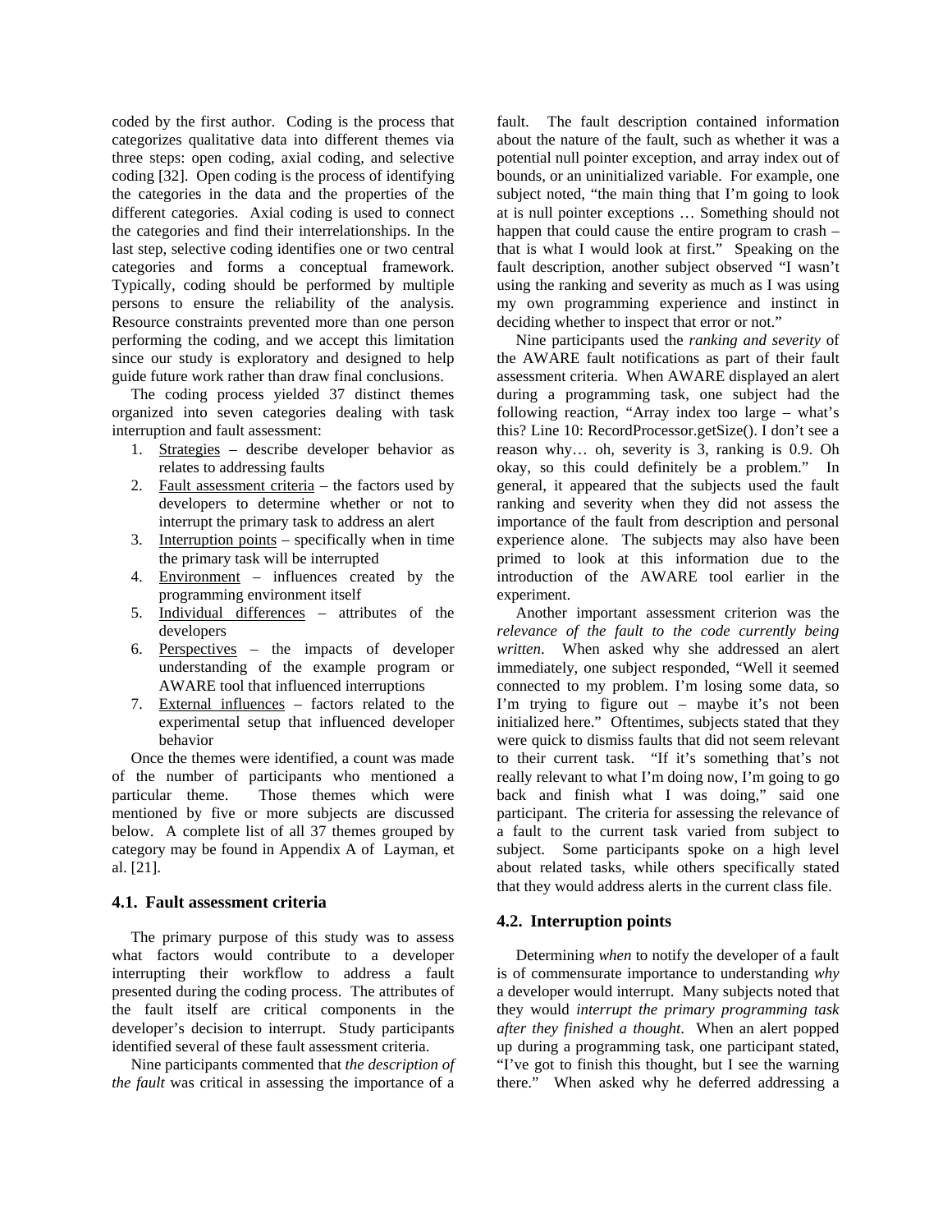coded by the first author. Coding is the process that categorizes qualitative data into different themes via three steps: open coding, axial coding, and selective coding [32]. Open coding is the process of identifying the categories in the data and the properties of the different categories. Axial coding is used to connect the categories and find their interrelationships. In the last step, selective coding identifies one or two central categories and forms a conceptual framework. Typically, coding should be performed by multiple persons to ensure the reliability of the analysis. Resource constraints prevented more than one person performing the coding, and we accept this limitation since our study is exploratory and designed to help guide future work rather than draw final conclusions.

The coding process yielded 37 distinct themes organized into seven categories dealing with task interruption and fault assessment:

1. Strategies – describe developer behavior as relates to addressing faults
2. Fault assessment criteria – the factors used by developers to determine whether or not to interrupt the primary task to address an alert
3. Interruption points – specifically when in time the primary task will be interrupted
4. Environment – influences created by the programming environment itself
5. Individual differences – attributes of the developers
6. Perspectives – the impacts of developer understanding of the example program or AWARE tool that influenced interruptions
7. External influences – factors related to the experimental setup that influenced developer behavior

Once the themes were identified, a count was made of the number of participants who mentioned a particular theme. Those themes which were mentioned by five or more subjects are discussed below. A complete list of all 37 themes grouped by category may be found in Appendix A of Layman, et al. [21].

### 4.1. Fault assessment criteria

The primary purpose of this study was to assess what factors would contribute to a developer interrupting their workflow to address a fault presented during the coding process. The attributes of the fault itself are critical components in the developer's decision to interrupt. Study participants identified several of these fault assessment criteria.

Nine participants commented that *the description of the fault* was critical in assessing the importance of a fault. The fault description contained information about the nature of the fault, such as whether it was a potential null pointer exception, and array index out of bounds, or an uninitialized variable. For example, one subject noted, "the main thing that I'm going to look at is null pointer exceptions … Something should not happen that could cause the entire program to crash – that is what I would look at first." Speaking on the fault description, another subject observed "I wasn't using the ranking and severity as much as I was using my own programming experience and instinct in deciding whether to inspect that error or not."

Nine participants used the *ranking and severity* of the AWARE fault notifications as part of their fault assessment criteria. When AWARE displayed an alert during a programming task, one subject had the following reaction, "Array index too large – what's this? Line 10: RecordProcessor.getSize(). I don't see a reason why… oh, severity is 3, ranking is 0.9. Oh okay, so this could definitely be a problem." In general, it appeared that the subjects used the fault ranking and severity when they did not assess the importance of the fault from description and personal experience alone. The subjects may also have been primed to look at this information due to the introduction of the AWARE tool earlier in the experiment.

Another important assessment criterion was the *relevance of the fault to the code currently being written*. When asked why she addressed an alert immediately, one subject responded, "Well it seemed connected to my problem. I'm losing some data, so I'm trying to figure out – maybe it's not been initialized here." Oftentimes, subjects stated that they were quick to dismiss faults that did not seem relevant to their current task. "If it's something that's not really relevant to what I'm doing now, I'm going to go back and finish what I was doing," said one participant. The criteria for assessing the relevance of a fault to the current task varied from subject to subject. Some participants spoke on a high level about related tasks, while others specifically stated that they would address alerts in the current class file.

### 4.2. Interruption points

Determining *when* to notify the developer of a fault is of commensurate importance to understanding *why* a developer would interrupt. Many subjects noted that they would *interrupt the primary programming task after they finished a thought*. When an alert popped up during a programming task, one participant stated, "I've got to finish this thought, but I see the warning there." When asked why he deferred addressing a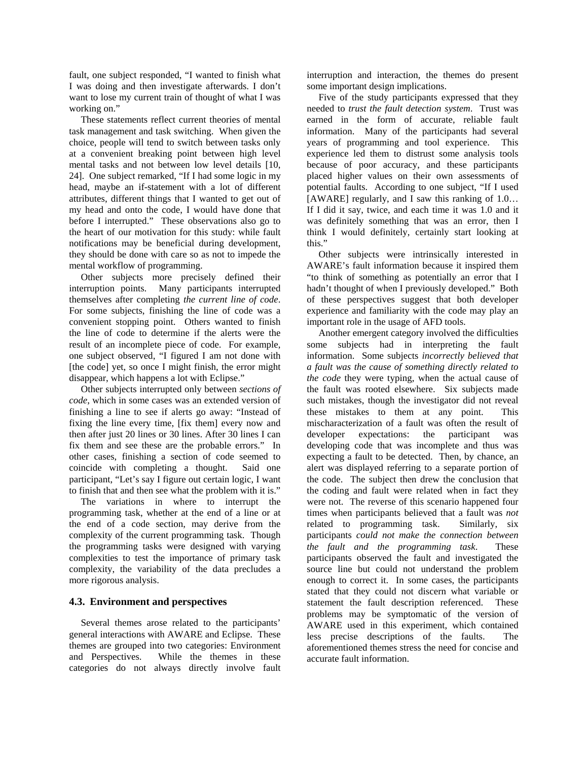fault, one subject responded, "I wanted to finish what I was doing and then investigate afterwards. I don't want to lose my current train of thought of what I was working on."

These statements reflect current theories of mental task management and task switching. When given the choice, people will tend to switch between tasks only at a convenient breaking point between high level mental tasks and not between low level details [10, 24]. One subject remarked, "If I had some logic in my head, maybe an if-statement with a lot of different attributes, different things that I wanted to get out of my head and onto the code, I would have done that before I interrupted." These observations also go to the heart of our motivation for this study: while fault notifications may be beneficial during development, they should be done with care so as not to impede the mental workflow of programming.

Other subjects more precisely defined their interruption points. Many participants interrupted themselves after completing *the current line of code*. For some subjects, finishing the line of code was a convenient stopping point. Others wanted to finish the line of code to determine if the alerts were the result of an incomplete piece of code. For example, one subject observed, "I figured I am not done with [the code] yet, so once I might finish, the error might disappear, which happens a lot with Eclipse."

Other subjects interrupted only between *sections of code*, which in some cases was an extended version of finishing a line to see if alerts go away: "Instead of fixing the line every time, [fix them] every now and then after just 20 lines or 30 lines. After 30 lines I can fix them and see these are the probable errors." In other cases, finishing a section of code seemed to coincide with completing a thought. Said one participant, "Let's say I figure out certain logic, I want to finish that and then see what the problem with it is."

The variations in where to interrupt the programming task, whether at the end of a line or at the end of a code section, may derive from the complexity of the current programming task. Though the programming tasks were designed with varying complexities to test the importance of primary task complexity, the variability of the data precludes a more rigorous analysis.

### 4.3. Environment and perspectives

Several themes arose related to the participants' general interactions with AWARE and Eclipse. These themes are grouped into two categories: Environment and Perspectives. While the themes in these categories do not always directly involve fault interruption and interaction, the themes do present some important design implications.

Five of the study participants expressed that they needed to *trust the fault detection system*. Trust was earned in the form of accurate, reliable fault information. Many of the participants had several years of programming and tool experience. This experience led them to distrust some analysis tools because of poor accuracy, and these participants placed higher values on their own assessments of potential faults. According to one subject, "If I used [AWARE] regularly, and I saw this ranking of 1.0… If I did it say, twice, and each time it was 1.0 and it was definitely something that was an error, then I think I would definitely, certainly start looking at this."

Other subjects were intrinsically interested in AWARE's fault information because it inspired them "to think of something as potentially an error that I hadn't thought of when I previously developed." Both of these perspectives suggest that both developer experience and familiarity with the code may play an important role in the usage of AFD tools.

Another emergent category involved the difficulties some subjects had in interpreting the fault information. Some subjects *incorrectly believed that a fault was the cause of something directly related to the code* they were typing, when the actual cause of the fault was rooted elsewhere. Six subjects made such mistakes, though the investigator did not reveal these mistakes to them at any point. This mischaracterization of a fault was often the result of developer expectations: the participant was developing code that was incomplete and thus was expecting a fault to be detected. Then, by chance, an alert was displayed referring to a separate portion of the code. The subject then drew the conclusion that the coding and fault were related when in fact they were not. The reverse of this scenario happened four times when participants believed that a fault was *not* related to programming task. Similarly, six participants *could not make the connection between the fault and the programming task*. These participants observed the fault and investigated the source line but could not understand the problem enough to correct it. In some cases, the participants stated that they could not discern what variable or statement the fault description referenced. These problems may be symptomatic of the version of AWARE used in this experiment, which contained less precise descriptions of the faults. The aforementioned themes stress the need for concise and accurate fault information.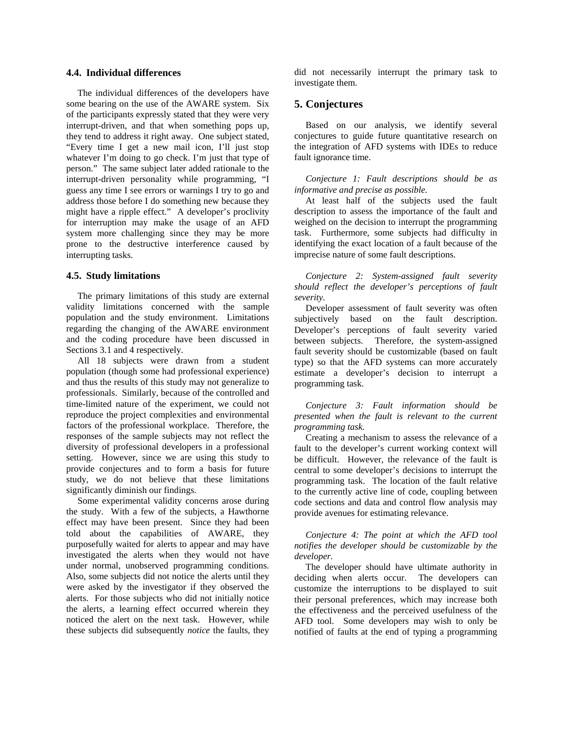### 4.4. Individual differences

The individual differences of the developers have some bearing on the use of the AWARE system. Six of the participants expressly stated that they were very interrupt-driven, and that when something pops up, they tend to address it right away. One subject stated, "Every time I get a new mail icon, I'll just stop whatever I'm doing to go check. I'm just that type of person." The same subject later added rationale to the interrupt-driven personality while programming, "I guess any time I see errors or warnings I try to go and address those before I do something new because they might have a ripple effect." A developer's proclivity for interruption may make the usage of an AFD system more challenging since they may be more prone to the destructive interference caused by interrupting tasks.

### 4.5. Study limitations

The primary limitations of this study are external validity limitations concerned with the sample population and the study environment. Limitations regarding the changing of the AWARE environment and the coding procedure have been discussed in Sections 3.1 and 4 respectively.

All 18 subjects were drawn from a student population (though some had professional experience) and thus the results of this study may not generalize to professionals. Similarly, because of the controlled and time-limited nature of the experiment, we could not reproduce the project complexities and environmental factors of the professional workplace. Therefore, the responses of the sample subjects may not reflect the diversity of professional developers in a professional setting. However, since we are using this study to provide conjectures and to form a basis for future study, we do not believe that these limitations significantly diminish our findings.

Some experimental validity concerns arose during the study. With a few of the subjects, a Hawthorne effect may have been present. Since they had been told about the capabilities of AWARE, they purposefully waited for alerts to appear and may have investigated the alerts when they would not have under normal, unobserved programming conditions. Also, some subjects did not notice the alerts until they were asked by the investigator if they observed the alerts. For those subjects who did not initially notice the alerts, a learning effect occurred wherein they noticed the alert on the next task. However, while these subjects did subsequently *notice* the faults, they did not necessarily interrupt the primary task to investigate them.

## 5. Conjectures

Based on our analysis, we identify several conjectures to guide future quantitative research on the integration of AFD systems with IDEs to reduce fault ignorance time.

*Conjecture 1: Fault descriptions should be as informative and precise as possible.*

At least half of the subjects used the fault description to assess the importance of the fault and weighed on the decision to interrupt the programming task. Furthermore, some subjects had difficulty in identifying the exact location of a fault because of the imprecise nature of some fault descriptions.

*Conjecture 2: System-assigned fault severity should reflect the developer's perceptions of fault severity.*

Developer assessment of fault severity was often subjectively based on the fault description. Developer's perceptions of fault severity varied between subjects. Therefore, the system-assigned fault severity should be customizable (based on fault type) so that the AFD systems can more accurately estimate a developer's decision to interrupt a programming task.

*Conjecture 3: Fault information should be presented when the fault is relevant to the current programming task.*

Creating a mechanism to assess the relevance of a fault to the developer's current working context will be difficult. However, the relevance of the fault is central to some developer's decisions to interrupt the programming task. The location of the fault relative to the currently active line of code, coupling between code sections and data and control flow analysis may provide avenues for estimating relevance.

*Conjecture 4: The point at which the AFD tool notifies the developer should be customizable by the developer.*

The developer should have ultimate authority in deciding when alerts occur. The developers can customize the interruptions to be displayed to suit their personal preferences, which may increase both the effectiveness and the perceived usefulness of the AFD tool. Some developers may wish to only be notified of faults at the end of typing a programming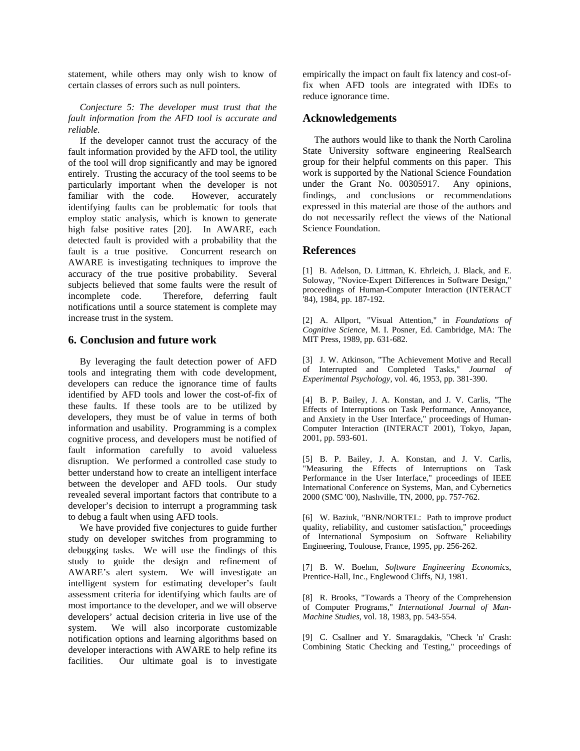statement, while others may only wish to know of certain classes of errors such as null pointers.

*Conjecture 5: The developer must trust that the fault information from the AFD tool is accurate and reliable.*

If the developer cannot trust the accuracy of the fault information provided by the AFD tool, the utility of the tool will drop significantly and may be ignored entirely. Trusting the accuracy of the tool seems to be particularly important when the developer is not familiar with the code. However, accurately identifying faults can be problematic for tools that employ static analysis, which is known to generate high false positive rates [20]. In AWARE, each detected fault is provided with a probability that the fault is a true positive. Concurrent research on AWARE is investigating techniques to improve the accuracy of the true positive probability. Several subjects believed that some faults were the result of incomplete code. Therefore, deferring fault notifications until a source statement is complete may increase trust in the system.

## 6. Conclusion and future work

By leveraging the fault detection power of AFD tools and integrating them with code development, developers can reduce the ignorance time of faults identified by AFD tools and lower the cost-of-fix of these faults. If these tools are to be utilized by developers, they must be of value in terms of both information and usability. Programming is a complex cognitive process, and developers must be notified of fault information carefully to avoid valueless disruption. We performed a controlled case study to better understand how to create an intelligent interface between the developer and AFD tools. Our study revealed several important factors that contribute to a developer's decision to interrupt a programming task to debug a fault when using AFD tools.

We have provided five conjectures to guide further study on developer switches from programming to debugging tasks. We will use the findings of this study to guide the design and refinement of AWARE's alert system. We will investigate an intelligent system for estimating developer's fault assessment criteria for identifying which faults are of most importance to the developer, and we will observe developers' actual decision criteria in live use of the system. We will also incorporate customizable notification options and learning algorithms based on developer interactions with AWARE to help refine its facilities. Our ultimate goal is to investigate empirically the impact on fault fix latency and cost-of-fix when AFD tools are integrated with IDEs to reduce ignorance time.

## Acknowledgements

The authors would like to thank the North Carolina State University software engineering RealSearch group for their helpful comments on this paper. This work is supported by the National Science Foundation under the Grant No. 00305917. Any opinions, findings, and conclusions or recommendations expressed in this material are those of the authors and do not necessarily reflect the views of the National Science Foundation.

## References

[1] B. Adelson, D. Littman, K. Ehrleich, J. Black, and E. Soloway, "Novice-Expert Differences in Software Design," proceedings of Human-Computer Interaction (INTERACT '84), 1984, pp. 187-192.

[2] A. Allport, "Visual Attention," in *Foundations of Cognitive Science*, M. I. Posner, Ed. Cambridge, MA: The MIT Press, 1989, pp. 631-682.

[3] J. W. Atkinson, "The Achievement Motive and Recall of Interrupted and Completed Tasks," *Journal of Experimental Psychology*, vol. 46, 1953, pp. 381-390.

[4] B. P. Bailey, J. A. Konstan, and J. V. Carlis, "The Effects of Interruptions on Task Performance, Annoyance, and Anxiety in the User Interface," proceedings of Human-Computer Interaction (INTERACT 2001), Tokyo, Japan, 2001, pp. 593-601.

[5] B. P. Bailey, J. A. Konstan, and J. V. Carlis, "Measuring the Effects of Interruptions on Task Performance in the User Interface," proceedings of IEEE International Conference on Systems, Man, and Cybernetics 2000 (SMC '00), Nashville, TN, 2000, pp. 757-762.

[6] W. Baziuk, "BNR/NORTEL: Path to improve product quality, reliability, and customer satisfaction," proceedings of International Symposium on Software Reliability Engineering, Toulouse, France, 1995, pp. 256-262.

[7] B. W. Boehm, *Software Engineering Economics*, Prentice-Hall, Inc., Englewood Cliffs, NJ, 1981.

[8] R. Brooks, "Towards a Theory of the Comprehension of Computer Programs," *International Journal of Man-Machine Studies*, vol. 18, 1983, pp. 543-554.

[9] C. Csallner and Y. Smaragdakis, "Check 'n' Crash: Combining Static Checking and Testing," proceedings of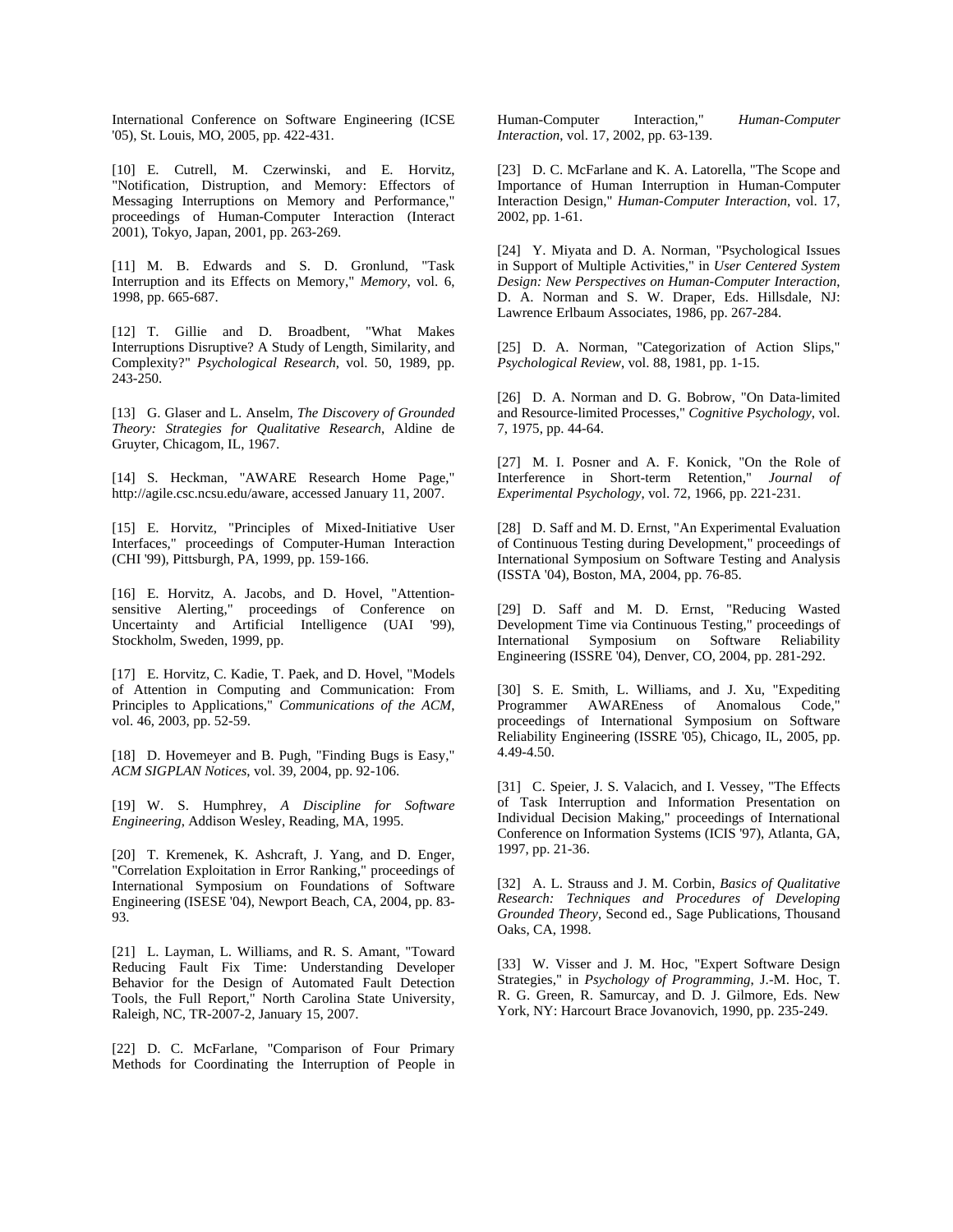International Conference on Software Engineering (ICSE '05), St. Louis, MO, 2005, pp. 422-431.

[10] E. Cutrell, M. Czerwinski, and E. Horvitz, "Notification, Distruption, and Memory: Effectors of Messaging Interruptions on Memory and Performance," proceedings of Human-Computer Interaction (Interact 2001), Tokyo, Japan, 2001, pp. 263-269.

[11] M. B. Edwards and S. D. Gronlund, "Task Interruption and its Effects on Memory," *Memory*, vol. 6, 1998, pp. 665-687.

[12] T. Gillie and D. Broadbent, "What Makes Interruptions Disruptive? A Study of Length, Similarity, and Complexity?" *Psychological Research*, vol. 50, 1989, pp. 243-250.

[13] G. Glaser and L. Anselm, *The Discovery of Grounded Theory: Strategies for Qualitative Research*, Aldine de Gruyter, Chicagom, IL, 1967.

[14] S. Heckman, "AWARE Research Home Page," http://agile.csc.ncsu.edu/aware, accessed January 11, 2007.

[15] E. Horvitz, "Principles of Mixed-Initiative User Interfaces," proceedings of Computer-Human Interaction (CHI '99), Pittsburgh, PA, 1999, pp. 159-166.

[16] E. Horvitz, A. Jacobs, and D. Hovel, "Attention-sensitive Alerting," proceedings of Conference on Uncertainty and Artificial Intelligence (UAI '99), Stockholm, Sweden, 1999, pp.

[17] E. Horvitz, C. Kadie, T. Paek, and D. Hovel, "Models of Attention in Computing and Communication: From Principles to Applications," *Communications of the ACM*, vol. 46, 2003, pp. 52-59.

[18] D. Hovemeyer and B. Pugh, "Finding Bugs is Easy," *ACM SIGPLAN Notices*, vol. 39, 2004, pp. 92-106.

[19] W. S. Humphrey, *A Discipline for Software Engineering*, Addison Wesley, Reading, MA, 1995.

[20] T. Kremenek, K. Ashcraft, J. Yang, and D. Enger, "Correlation Exploitation in Error Ranking," proceedings of International Symposium on Foundations of Software Engineering (ISESE '04), Newport Beach, CA, 2004, pp. 83-93.

[21] L. Layman, L. Williams, and R. S. Amant, "Toward Reducing Fault Fix Time: Understanding Developer Behavior for the Design of Automated Fault Detection Tools, the Full Report," North Carolina State University, Raleigh, NC, TR-2007-2, January 15, 2007.

[22] D. C. McFarlane, "Comparison of Four Primary Methods for Coordinating the Interruption of People in Human-Computer Interaction," *Human-Computer Interaction*, vol. 17, 2002, pp. 63-139.

[23] D. C. McFarlane and K. A. Latorella, "The Scope and Importance of Human Interruption in Human-Computer Interaction Design," *Human-Computer Interaction*, vol. 17, 2002, pp. 1-61.

[24] Y. Miyata and D. A. Norman, "Psychological Issues in Support of Multiple Activities," in *User Centered System Design: New Perspectives on Human-Computer Interaction*, D. A. Norman and S. W. Draper, Eds. Hillsdale, NJ: Lawrence Erlbaum Associates, 1986, pp. 267-284.

[25] D. A. Norman, "Categorization of Action Slips," *Psychological Review*, vol. 88, 1981, pp. 1-15.

[26] D. A. Norman and D. G. Bobrow, "On Data-limited and Resource-limited Processes," *Cognitive Psychology*, vol. 7, 1975, pp. 44-64.

[27] M. I. Posner and A. F. Konick, "On the Role of Interference in Short-term Retention," *Journal of Experimental Psychology*, vol. 72, 1966, pp. 221-231.

[28] D. Saff and M. D. Ernst, "An Experimental Evaluation of Continuous Testing during Development," proceedings of International Symposium on Software Testing and Analysis (ISSTA '04), Boston, MA, 2004, pp. 76-85.

[29] D. Saff and M. D. Ernst, "Reducing Wasted Development Time via Continuous Testing," proceedings of International Symposium on Software Reliability Engineering (ISSRE '04), Denver, CO, 2004, pp. 281-292.

[30] S. E. Smith, L. Williams, and J. Xu, "Expediting Programmer AWAREness of Anomalous Code," proceedings of International Symposium on Software Reliability Engineering (ISSRE '05), Chicago, IL, 2005, pp. 4.49-4.50.

[31] C. Speier, J. S. Valacich, and I. Vessey, "The Effects of Task Interruption and Information Presentation on Individual Decision Making," proceedings of International Conference on Information Systems (ICIS '97), Atlanta, GA, 1997, pp. 21-36.

[32] A. L. Strauss and J. M. Corbin, *Basics of Qualitative Research: Techniques and Procedures of Developing Grounded Theory*, Second ed., Sage Publications, Thousand Oaks, CA, 1998.

[33] W. Visser and J. M. Hoc, "Expert Software Design Strategies," in *Psychology of Programming*, J.-M. Hoc, T. R. G. Green, R. Samurcay, and D. J. Gilmore, Eds. New York, NY: Harcourt Brace Jovanovich, 1990, pp. 235-249.